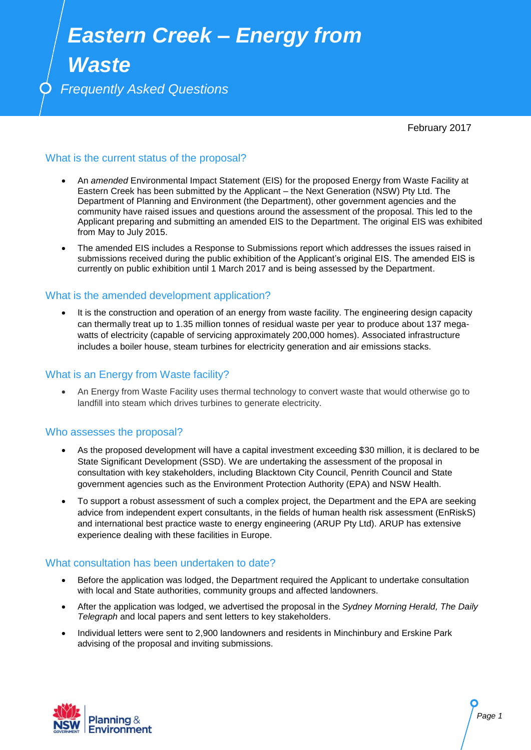# Eastern Creek – Energy from Waste

*Frequently Asked Questions*

February 2017

## What is the current status of the proposal?

- An *amended* Environmental Impact Statement (EIS) for the proposed Energy from Waste Facility at Eastern Creek has been submitted by the Applicant – the Next Generation (NSW) Pty Ltd. The Department of Planning and Environment (the Department), other government agencies and the community have raised issues and questions around the assessment of the proposal. This led to the Applicant preparing and submitting an amended EIS to the Department. The original EIS was exhibited from May to July 2015.
- The amended EIS includes a Response to Submissions report which addresses the issues raised in submissions received during the public exhibition of the Applicant's original EIS. The amended EIS is currently on public exhibition until 1 March 2017 and is being assessed by the Department.

## What is the amended development application?

- It is the construction and operation of an energy from waste facility. The engineering design capacity can thermally treat up to 1.35 million tonnes of residual waste per year to produce about 137 mega-watts of electricity (capable of servicing approximately 200,000 homes). Associated infrastructure includes a boiler house, steam turbines for electricity generation and air emissions stacks.

## What is an Energy from Waste facility?

- An Energy from Waste Facility uses thermal technology to convert waste that would otherwise go to landfill into steam which drives turbines to generate electricity.

## Who assesses the proposal?

- As the proposed development will have a capital investment exceeding $30 million, it is declared to be State Significant Development (SSD). We are undertaking the assessment of the proposal in consultation with key stakeholders, including Blacktown City Council, Penrith Council and State government agencies such as the Environment Protection Authority (EPA) and NSW Health.
- To support a robust assessment of such a complex project, the Department and the EPA are seeking advice from independent expert consultants, in the fields of human health risk assessment (EnRiskS) and international best practice waste to energy engineering (ARUP Pty Ltd). ARUP has extensive experience dealing with these facilities in Europe.

## What consultation has been undertaken to date?

- Before the application was lodged, the Department required the Applicant to undertake consultation with local and State authorities, community groups and affected landowners.
- After the application was lodged, we advertised the proposal in the *Sydney Morning Herald, The Daily Telegraph* and local papers and sent letters to key stakeholders.
- Individual letters were sent to 2,900 landowners and residents in Minchinbury and Erskine Park advising of the proposal and inviting submissions.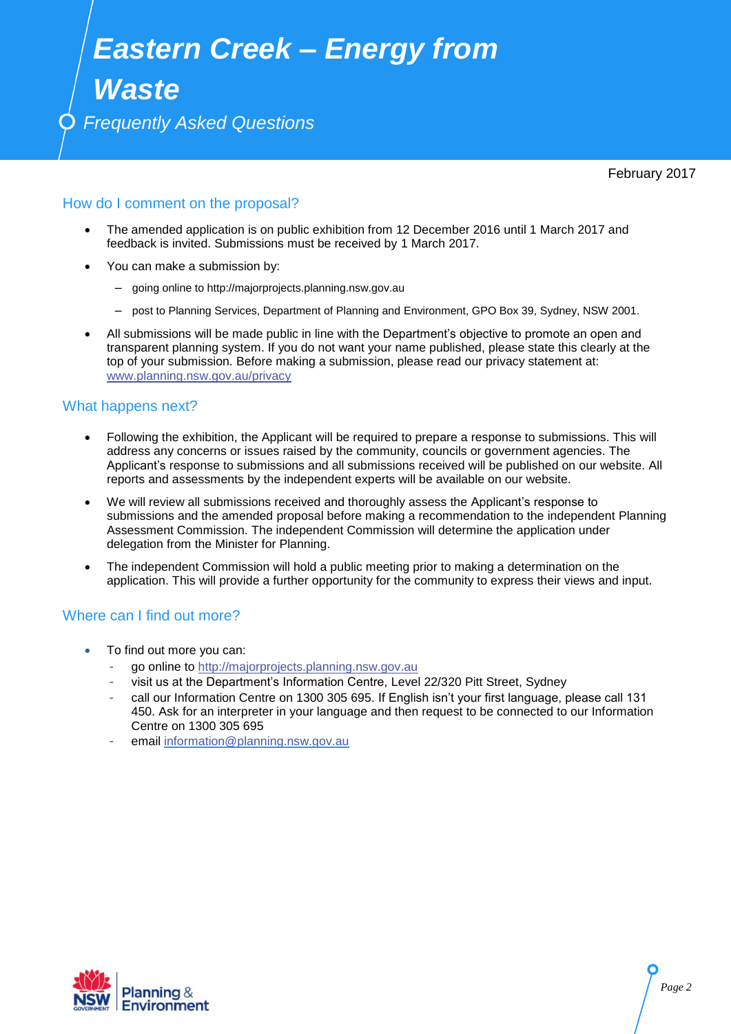# Eastern Creek – Energy from Waste

*Frequently Asked Questions*

February 2017

## How do I comment on the proposal?

- The amended application is on public exhibition from 12 December 2016 until 1 March 2017 and feedback is invited. Submissions must be received by 1 March 2017.
- You can make a submission by:
  - going online to http://majorprojects.planning.nsw.gov.au
  - post to Planning Services, Department of Planning and Environment, GPO Box 39, Sydney, NSW 2001.
- All submissions will be made public in line with the Department's objective to promote an open and transparent planning system. If you do not want your name published, please state this clearly at the top of your submission. Before making a submission, please read our privacy statement at: www.planning.nsw.gov.au/privacy

## What happens next?

- Following the exhibition, the Applicant will be required to prepare a response to submissions. This will address any concerns or issues raised by the community, councils or government agencies. The Applicant's response to submissions and all submissions received will be published on our website. All reports and assessments by the independent experts will be available on our website.
- We will review all submissions received and thoroughly assess the Applicant's response to submissions and the amended proposal before making a recommendation to the independent Planning Assessment Commission. The independent Commission will determine the application under delegation from the Minister for Planning.
- The independent Commission will hold a public meeting prior to making a determination on the application. This will provide a further opportunity for the community to express their views and input.

## Where can I find out more?

- To find out more you can:
  - go online to http://majorprojects.planning.nsw.gov.au
  - visit us at the Department's Information Centre, Level 22/320 Pitt Street, Sydney
  - call our Information Centre on 1300 305 695. If English isn't your first language, please call 131 450. Ask for an interpreter in your language and then request to be connected to our Information Centre on 1300 305 695
  - email information@planning.nsw.gov.au